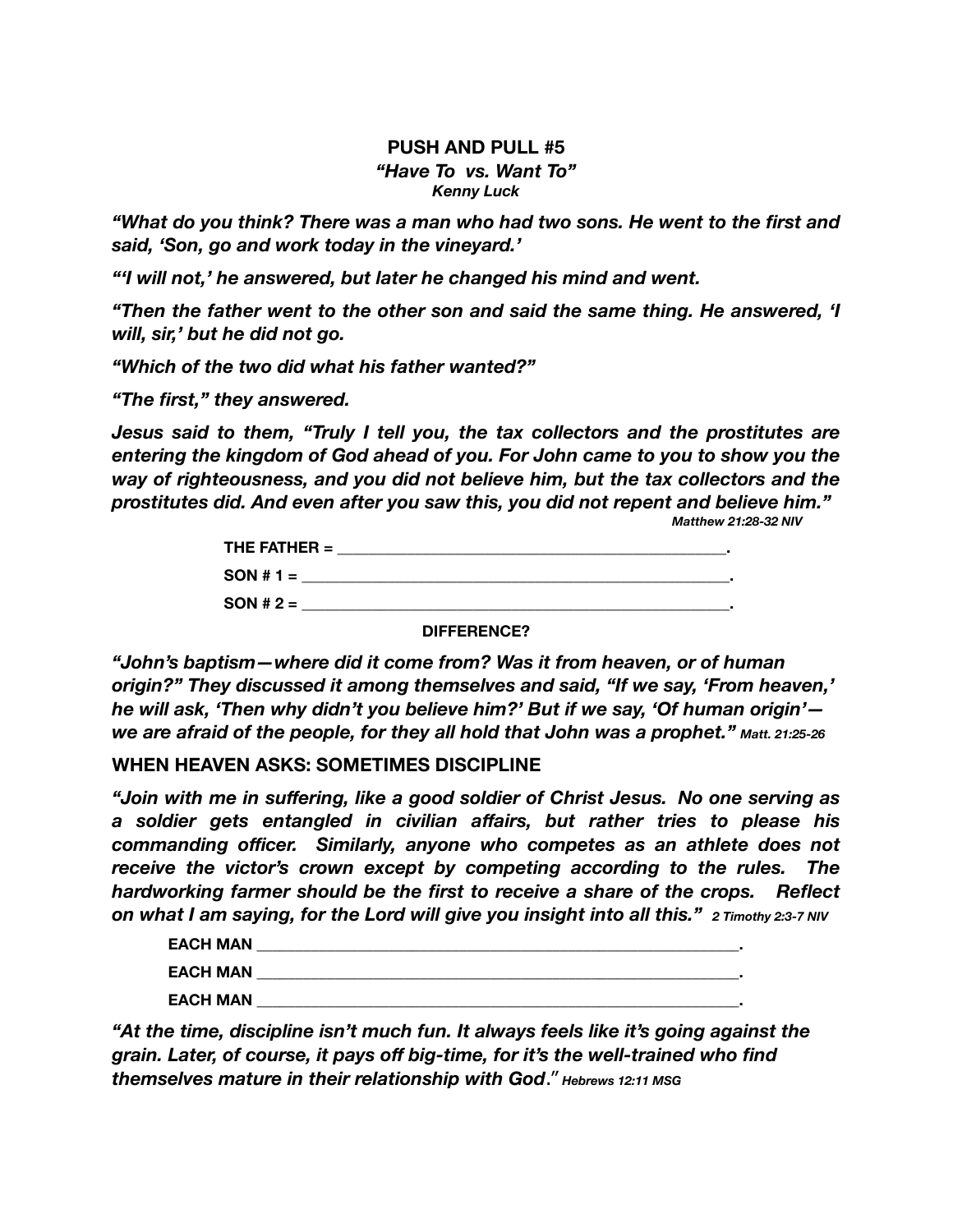## PUSH AND PULL #5

***"Have To vs. Want To"***

***Kenny Luck***

***"What do you think? There was a man who had two sons. He went to the first and said, 'Son, go and work today in the vineyard.'***

***"'I will not,' he answered, but later he changed his mind and went.***

***"Then the father went to the other son and said the same thing. He answered, 'I will, sir,' but he did not go.***

***"Which of the two did what his father wanted?"***

***"The first," they answered.***

***Jesus said to them, "Truly I tell you, the tax collectors and the prostitutes are entering the kingdom of God ahead of you. For John came to you to show you the way of righteousness, and you did not believe him, but the tax collectors and the prostitutes did. And even after you saw this, you did not repent and believe him."***

***Matthew 21:28-32 NIV***

**THE FATHER =** ________________________________________________.

**SON # 1 =** _____________________________________________________.

**SON # 2 =** _____________________________________________________.

**DIFFERENCE?**

***"John's baptism—where did it come from? Was it from heaven, or of human origin?" They discussed it among themselves and said, "If we say, 'From heaven,' he will ask, 'Then why didn't you believe him?' But if we say, 'Of human origin'—we are afraid of the people, for they all hold that John was a prophet." Matt. 21:25-26***

**WHEN HEAVEN ASKS: SOMETIMES DISCIPLINE**

***"Join with me in suffering, like a good soldier of Christ Jesus. No one serving as a soldier gets entangled in civilian affairs, but rather tries to please his commanding officer. Similarly, anyone who competes as an athlete does not receive the victor's crown except by competing according to the rules. The hardworking farmer should be the first to receive a share of the crops. Reflect on what I am saying, for the Lord will give you insight into all this." 2 Timothy 2:3-7 NIV***

**EACH MAN** ________________________________________________________.

**EACH MAN** ________________________________________________________.

**EACH MAN** ________________________________________________________.

***"At the time, discipline isn't much fun. It always feels like it's going against the grain. Later, of course, it pays off big-time, for it's the well-trained who find themselves mature in their relationship with God." Hebrews 12:11 MSG***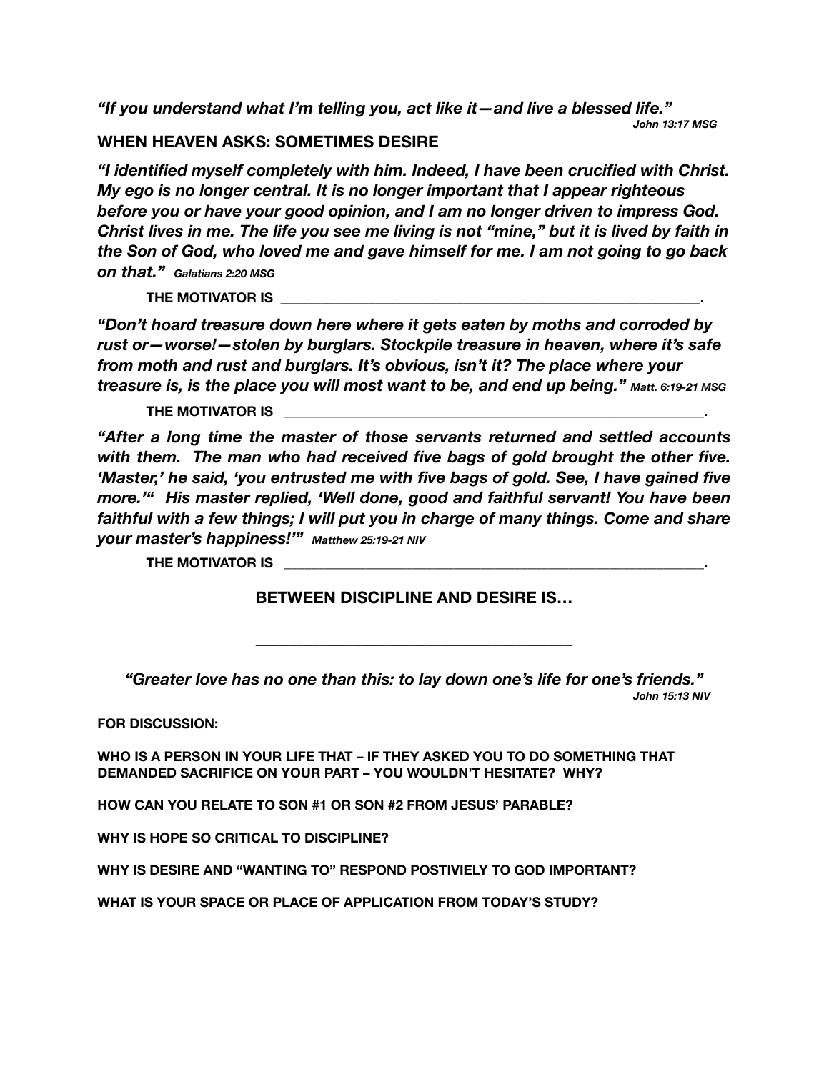*"If you understand what I'm telling you, act like it—and live a blessed life."*
*John 13:17 MSG*

## WHEN HEAVEN ASKS: SOMETIMES DESIRE

***"I identified myself completely with him. Indeed, I have been crucified with Christ. My ego is no longer central. It is no longer important that I appear righteous before you or have your good opinion, and I am no longer driven to impress God. Christ lives in me. The life you see me living is not "mine," but it is lived by faith in the Son of God, who loved me and gave himself for me. I am not going to go back on that."*** *Galatians 2:20 MSG*

**THE MOTIVATOR IS \_\_\_\_\_\_\_\_\_\_\_\_\_\_\_\_\_\_\_\_\_\_\_\_\_\_\_\_\_\_\_\_\_\_\_\_\_\_\_\_\_\_\_\_\_\_\_\_\_\_\_\_\_\_\_\_.**

***"Don't hoard treasure down here where it gets eaten by moths and corroded by rust or—worse!—stolen by burglars. Stockpile treasure in heaven, where it's safe from moth and rust and burglars. It's obvious, isn't it? The place where your treasure is, is the place you will most want to be, and end up being."*** *Matt. 6:19-21 MSG*

**THE MOTIVATOR IS \_\_\_\_\_\_\_\_\_\_\_\_\_\_\_\_\_\_\_\_\_\_\_\_\_\_\_\_\_\_\_\_\_\_\_\_\_\_\_\_\_\_\_\_\_\_\_\_\_\_\_\_\_\_\_\_.**

***"After a long time the master of those servants returned and settled accounts with them. The man who had received five bags of gold brought the other five. 'Master,' he said, 'you entrusted me with five bags of gold. See, I have gained five more.'" His master replied, 'Well done, good and faithful servant! You have been faithful with a few things; I will put you in charge of many things. Come and share your master's happiness!'"*** *Matthew 25:19-21 NIV*

**THE MOTIVATOR IS \_\_\_\_\_\_\_\_\_\_\_\_\_\_\_\_\_\_\_\_\_\_\_\_\_\_\_\_\_\_\_\_\_\_\_\_\_\_\_\_\_\_\_\_\_\_\_\_\_\_\_\_\_\_\_\_.**

**BETWEEN DISCIPLINE AND DESIRE IS…**

\_\_\_\_\_\_\_\_\_\_\_\_\_\_\_\_\_\_\_\_\_\_\_\_\_\_\_\_\_\_\_\_\_\_\_\_\_\_\_\_\_\_\_\_

***"Greater love has no one than this: to lay down one's life for one's friends."***
*John 15:13 NIV*

**FOR DISCUSSION:**

**WHO IS A PERSON IN YOUR LIFE THAT – IF THEY ASKED YOU TO DO SOMETHING THAT DEMANDED SACRIFICE ON YOUR PART – YOU WOULDN'T HESITATE? WHY?**

**HOW CAN YOU RELATE TO SON #1 OR SON #2 FROM JESUS' PARABLE?**

**WHY IS HOPE SO CRITICAL TO DISCIPLINE?**

**WHY IS DESIRE AND "WANTING TO" RESPOND POSTIVIELY TO GOD IMPORTANT?**

**WHAT IS YOUR SPACE OR PLACE OF APPLICATION FROM TODAY'S STUDY?**